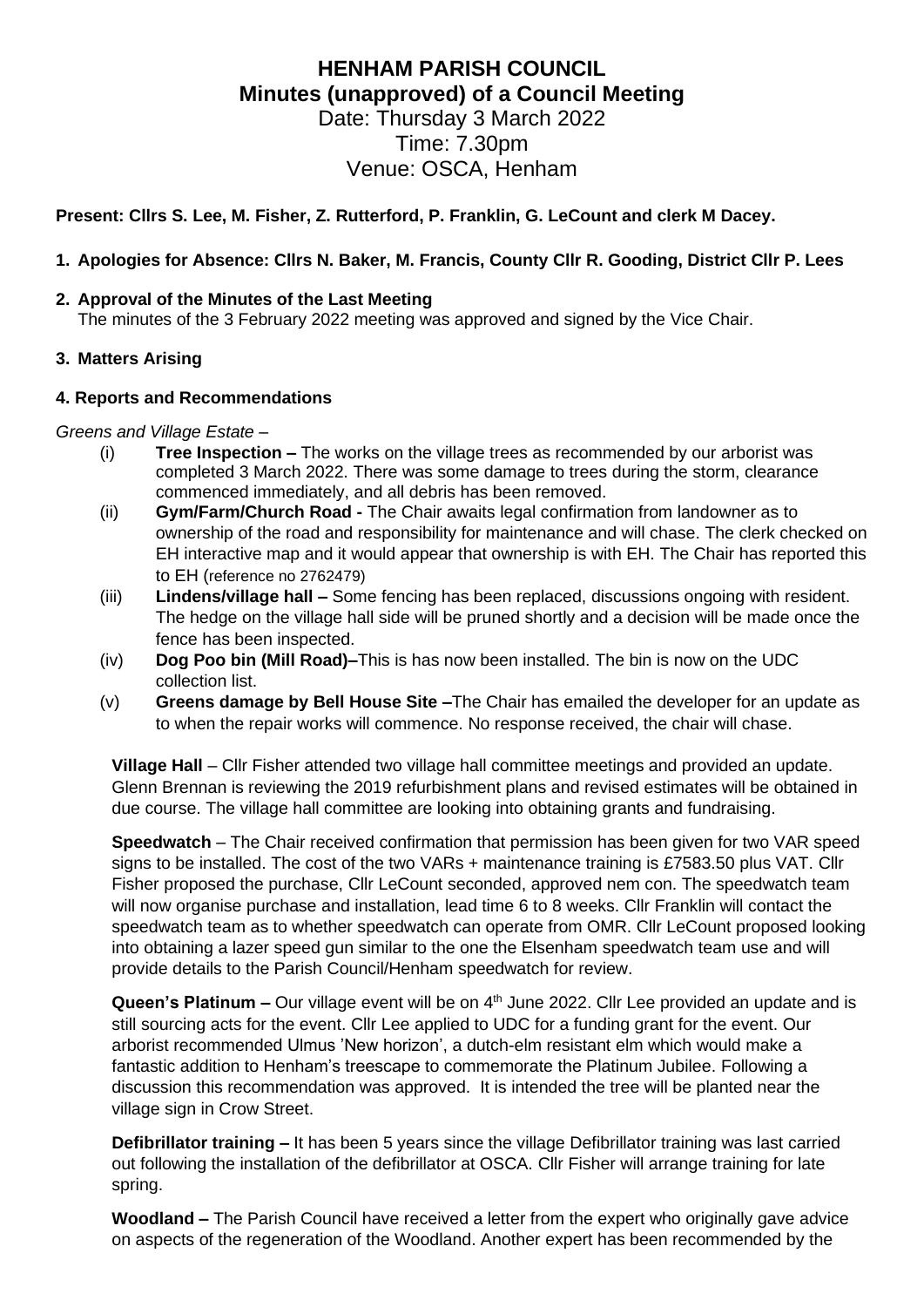# HENHAM PARISH COUNCIL
## Minutes (unapproved) of a Council Meeting

Date: Thursday 3 March 2022
Time: 7.30pm
Venue: OSCA, Henham

**Present: Cllrs S. Lee, M. Fisher, Z. Rutterford, P. Franklin, G. LeCount and clerk M Dacey.**

**1. Apologies for Absence: Cllrs N. Baker, M. Francis, County Cllr R. Gooding, District Cllr P. Lees**

**2. Approval of the Minutes of the Last Meeting**
The minutes of the 3 February 2022 meeting was approved and signed by the Vice Chair.

**3. Matters Arising**

**4. Reports and Recommendations**

*Greens and Village Estate* –

(i) **Tree Inspection –** The works on the village trees as recommended by our arborist was completed 3 March 2022. There was some damage to trees during the storm, clearance commenced immediately, and all debris has been removed.

(ii) **Gym/Farm/Church Road -** The Chair awaits legal confirmation from landowner as to ownership of the road and responsibility for maintenance and will chase. The clerk checked on EH interactive map and it would appear that ownership is with EH. The Chair has reported this to EH (reference no 2762479)

(iii) **Lindens/village hall –** Some fencing has been replaced, discussions ongoing with resident. The hedge on the village hall side will be pruned shortly and a decision will be made once the fence has been inspected.

(iv) **Dog Poo bin (Mill Road)–**This is has now been installed. The bin is now on the UDC collection list.

(v) **Greens damage by Bell House Site –**The Chair has emailed the developer for an update as to when the repair works will commence. No response received, the chair will chase.

**Village Hall** – Cllr Fisher attended two village hall committee meetings and provided an update. Glenn Brennan is reviewing the 2019 refurbishment plans and revised estimates will be obtained in due course. The village hall committee are looking into obtaining grants and fundraising.

**Speedwatch** – The Chair received confirmation that permission has been given for two VAR speed signs to be installed. The cost of the two VARs + maintenance training is £7583.50 plus VAT. Cllr Fisher proposed the purchase, Cllr LeCount seconded, approved nem con. The speedwatch team will now organise purchase and installation, lead time 6 to 8 weeks. Cllr Franklin will contact the speedwatch team as to whether speedwatch can operate from OMR. Cllr LeCount proposed looking into obtaining a lazer speed gun similar to the one the Elsenham speedwatch team use and will provide details to the Parish Council/Henham speedwatch for review.

**Queen's Platinum –** Our village event will be on 4th June 2022. Cllr Lee provided an update and is still sourcing acts for the event. Cllr Lee applied to UDC for a funding grant for the event. Our arborist recommended Ulmus 'New horizon', a dutch-elm resistant elm which would make a fantastic addition to Henham's treescape to commemorate the Platinum Jubilee. Following a discussion this recommendation was approved. It is intended the tree will be planted near the village sign in Crow Street.

**Defibrillator training –** It has been 5 years since the village Defibrillator training was last carried out following the installation of the defibrillator at OSCA. Cllr Fisher will arrange training for late spring.

**Woodland –** The Parish Council have received a letter from the expert who originally gave advice on aspects of the regeneration of the Woodland. Another expert has been recommended by the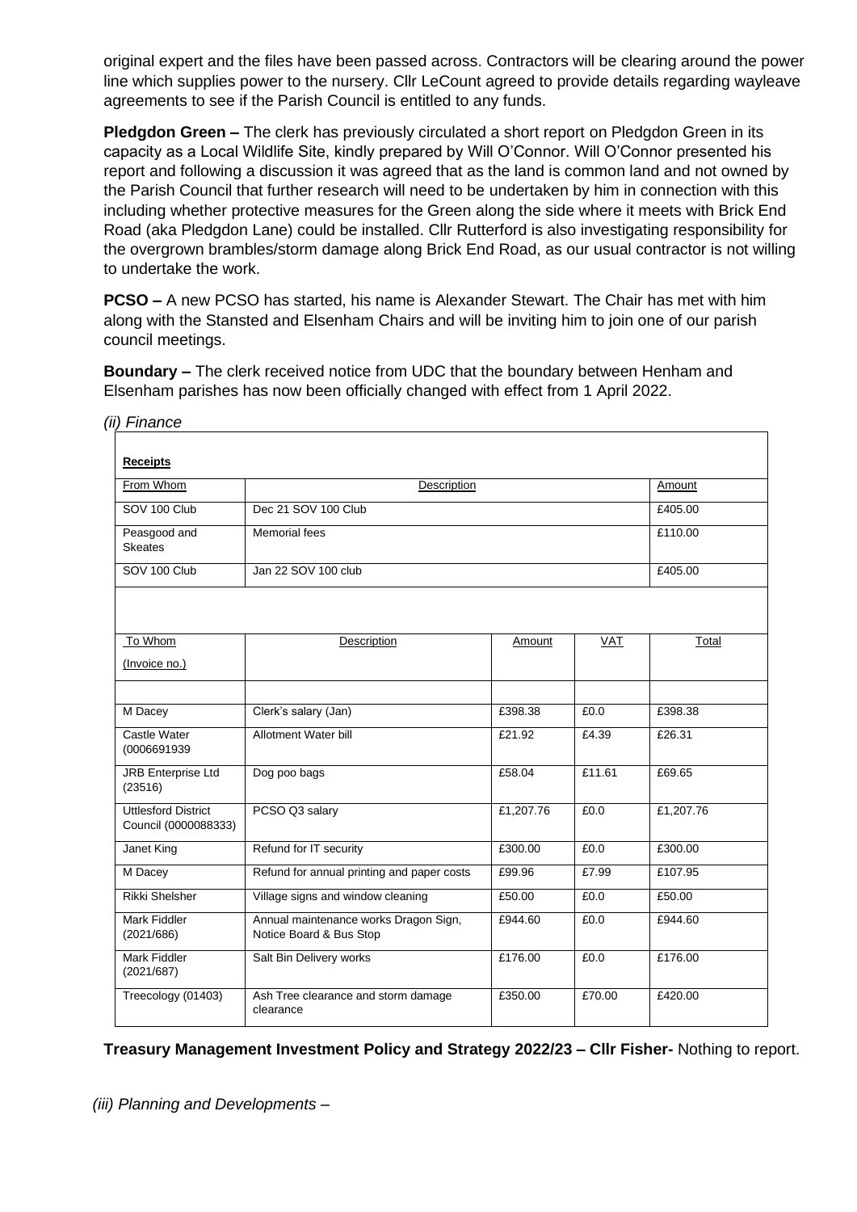original expert and the files have been passed across. Contractors will be clearing around the power line which supplies power to the nursery. Cllr LeCount agreed to provide details regarding wayleave agreements to see if the Parish Council is entitled to any funds.

**Pledgdon Green –** The clerk has previously circulated a short report on Pledgdon Green in its capacity as a Local Wildlife Site, kindly prepared by Will O'Connor. Will O'Connor presented his report and following a discussion it was agreed that as the land is common land and not owned by the Parish Council that further research will need to be undertaken by him in connection with this including whether protective measures for the Green along the side where it meets with Brick End Road (aka Pledgdon Lane) could be installed. Cllr Rutterford is also investigating responsibility for the overgrown brambles/storm damage along Brick End Road, as our usual contractor is not willing to undertake the work.

**PCSO –** A new PCSO has started, his name is Alexander Stewart. The Chair has met with him along with the Stansted and Elsenham Chairs and will be inviting him to join one of our parish council meetings.

**Boundary –** The clerk received notice from UDC that the boundary between Henham and Elsenham parishes has now been officially changed with effect from 1 April 2022.

*(ii) Finance*

**Receipts**

| From Whom | Description | Amount |
|---|---|---|
| SOV 100 Club | Dec 21 SOV 100 Club | £405.00 |
| Peasgood and Skeates | Memorial fees | £110.00 |
| SOV 100 Club | Jan 22 SOV 100 club | £405.00 |

| To Whom (Invoice no.) | Description | Amount | VAT | Total |
|---|---|---|---|---|
| | | | | |
| M Dacey | Clerk's salary (Jan) | £398.38 | £0.0 | £398.38 |
| Castle Water (0006691939 | Allotment Water bill | £21.92 | £4.39 | £26.31 |
| JRB Enterprise Ltd (23516) | Dog poo bags | £58.04 | £11.61 | £69.65 |
| Uttlesford District Council (0000088333) | PCSO Q3 salary | £1,207.76 | £0.0 | £1,207.76 |
| Janet King | Refund for IT security | £300.00 | £0.0 | £300.00 |
| M Dacey | Refund for annual printing and paper costs | £99.96 | £7.99 | £107.95 |
| Rikki Shelsher | Village signs and window cleaning | £50.00 | £0.0 | £50.00 |
| Mark Fiddler (2021/686) | Annual maintenance works Dragon Sign, Notice Board & Bus Stop | £944.60 | £0.0 | £944.60 |
| Mark Fiddler (2021/687) | Salt Bin Delivery works | £176.00 | £0.0 | £176.00 |
| Treecology (01403) | Ash Tree clearance and storm damage clearance | £350.00 | £70.00 | £420.00 |

**Treasury Management Investment Policy and Strategy 2022/23 – Cllr Fisher-** Nothing to report.

*(iii) Planning and Developments –*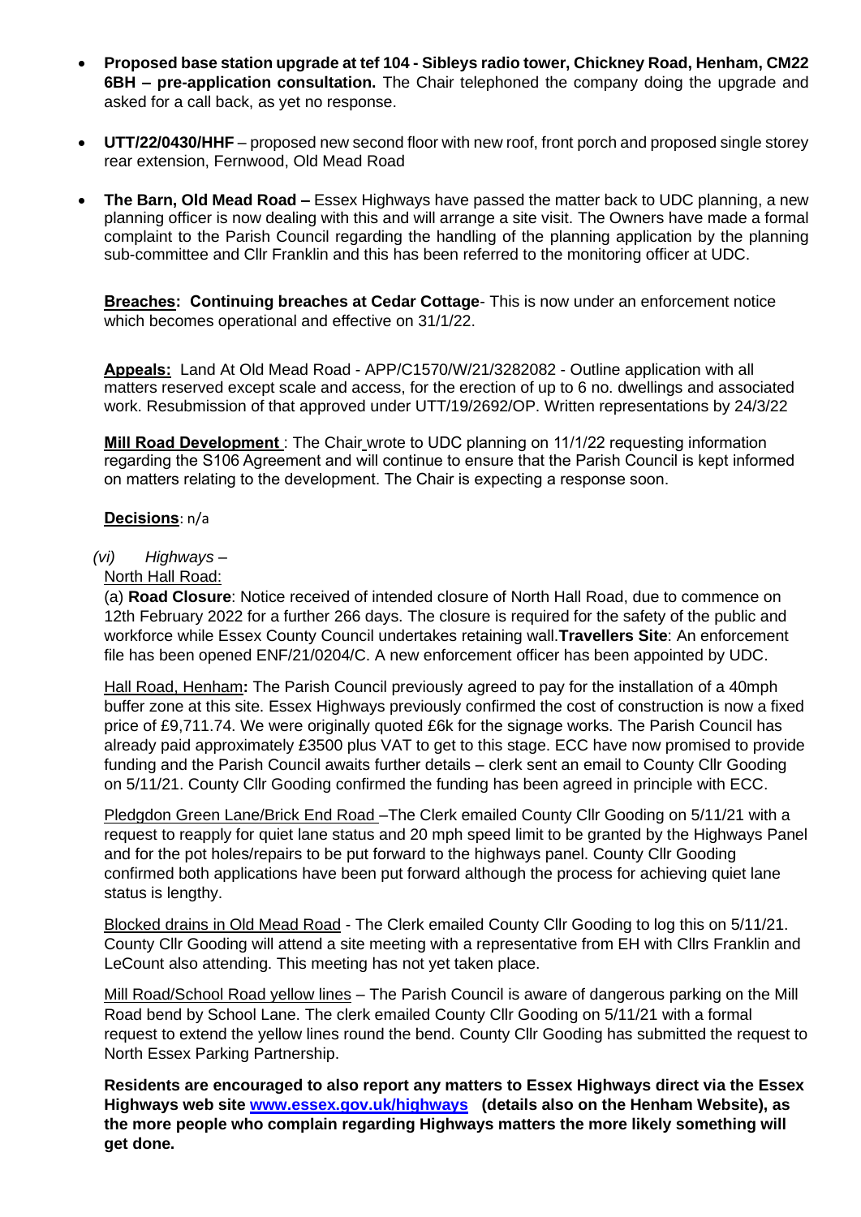- **Proposed base station upgrade at tef 104 - Sibleys radio tower, Chickney Road, Henham, CM22 6BH – pre-application consultation.** The Chair telephoned the company doing the upgrade and asked for a call back, as yet no response.

- **UTT/22/0430/HHF** – proposed new second floor with new roof, front porch and proposed single storey rear extension, Fernwood, Old Mead Road

- **The Barn, Old Mead Road –** Essex Highways have passed the matter back to UDC planning, a new planning officer is now dealing with this and will arrange a site visit. The Owners have made a formal complaint to the Parish Council regarding the handling of the planning application by the planning sub-committee and Cllr Franklin and this has been referred to the monitoring officer at UDC.

**Breaches: Continuing breaches at Cedar Cottage**- This is now under an enforcement notice which becomes operational and effective on 31/1/22.

**Appeals:** Land At Old Mead Road - APP/C1570/W/21/3282082 - Outline application with all matters reserved except scale and access, for the erection of up to 6 no. dwellings and associated work. Resubmission of that approved under UTT/19/2692/OP. Written representations by 24/3/22

**Mill Road Development** : The Chair wrote to UDC planning on 11/1/22 requesting information regarding the S106 Agreement and will continue to ensure that the Parish Council is kept informed on matters relating to the development. The Chair is expecting a response soon.

**Decisions**: n/a

*(vi) Highways –*

North Hall Road:

(a) **Road Closure**: Notice received of intended closure of North Hall Road, due to commence on 12th February 2022 for a further 266 days. The closure is required for the safety of the public and workforce while Essex County Council undertakes retaining wall.**Travellers Site**: An enforcement file has been opened ENF/21/0204/C. A new enforcement officer has been appointed by UDC.

Hall Road, Henham**:** The Parish Council previously agreed to pay for the installation of a 40mph buffer zone at this site. Essex Highways previously confirmed the cost of construction is now a fixed price of £9,711.74. We were originally quoted £6k for the signage works. The Parish Council has already paid approximately £3500 plus VAT to get to this stage. ECC have now promised to provide funding and the Parish Council awaits further details – clerk sent an email to County Cllr Gooding on 5/11/21. County Cllr Gooding confirmed the funding has been agreed in principle with ECC.

Pledgdon Green Lane/Brick End Road –The Clerk emailed County Cllr Gooding on 5/11/21 with a request to reapply for quiet lane status and 20 mph speed limit to be granted by the Highways Panel and for the pot holes/repairs to be put forward to the highways panel. County Cllr Gooding confirmed both applications have been put forward although the process for achieving quiet lane status is lengthy.

Blocked drains in Old Mead Road - The Clerk emailed County Cllr Gooding to log this on 5/11/21. County Cllr Gooding will attend a site meeting with a representative from EH with Cllrs Franklin and LeCount also attending. This meeting has not yet taken place.

Mill Road/School Road yellow lines – The Parish Council is aware of dangerous parking on the Mill Road bend by School Lane. The clerk emailed County Cllr Gooding on 5/11/21 with a formal request to extend the yellow lines round the bend. County Cllr Gooding has submitted the request to North Essex Parking Partnership.

**Residents are encouraged to also report any matters to Essex Highways direct via the Essex Highways web site [www.essex.gov.uk/highways](www.essex.gov.uk/highways) (details also on the Henham Website), as the more people who complain regarding Highways matters the more likely something will get done.**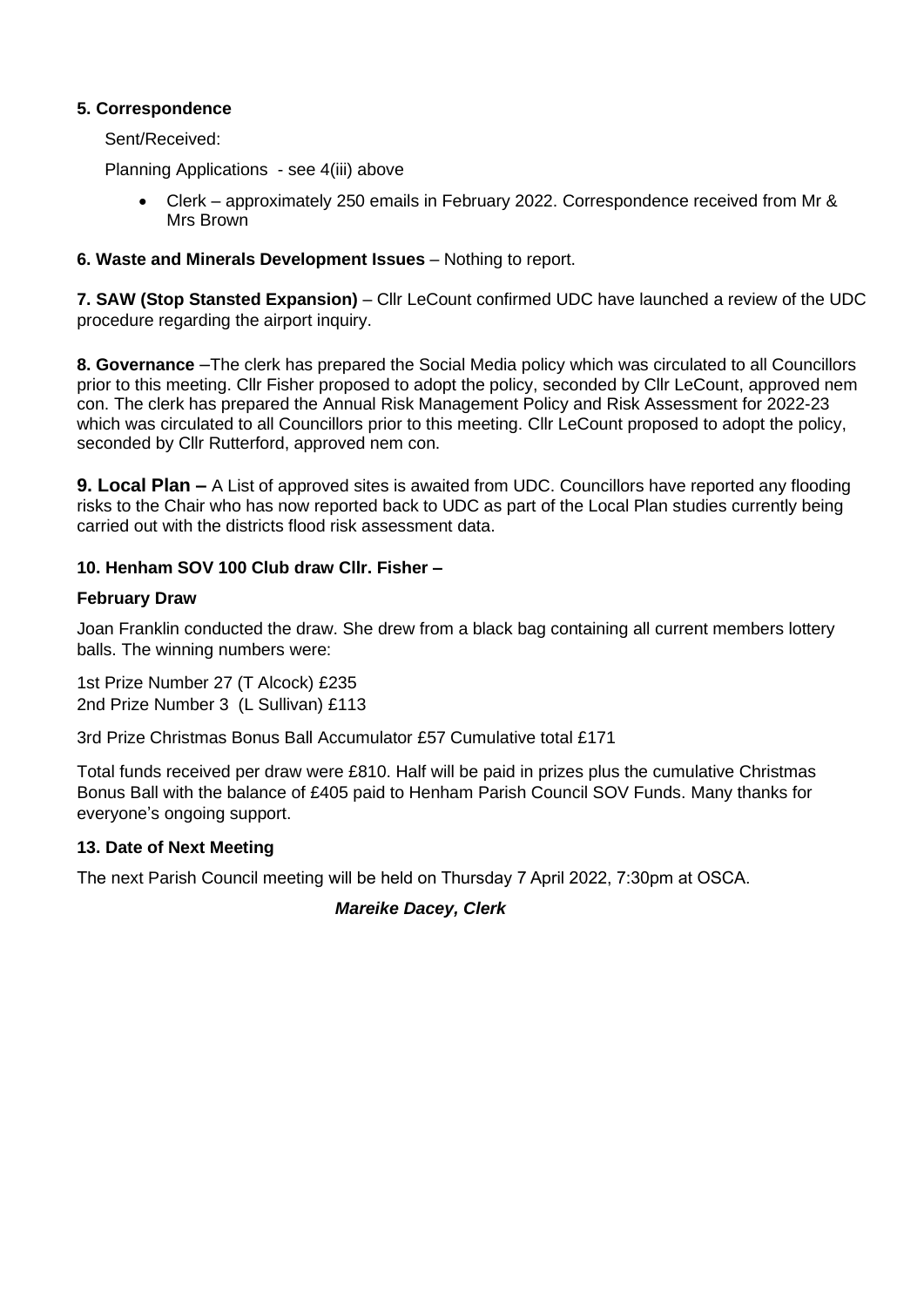### 5. Correspondence

Sent/Received:

Planning Applications - see 4(iii) above

- Clerk – approximately 250 emails in February 2022. Correspondence received from Mr & Mrs Brown

**6. Waste and Minerals Development Issues** – Nothing to report.

**7. SAW (Stop Stansted Expansion)** – Cllr LeCount confirmed UDC have launched a review of the UDC procedure regarding the airport inquiry.

**8. Governance** –The clerk has prepared the Social Media policy which was circulated to all Councillors prior to this meeting. Cllr Fisher proposed to adopt the policy, seconded by Cllr LeCount, approved nem con. The clerk has prepared the Annual Risk Management Policy and Risk Assessment for 2022-23 which was circulated to all Councillors prior to this meeting. Cllr LeCount proposed to adopt the policy, seconded by Cllr Rutterford, approved nem con.

**9. Local Plan –** A List of approved sites is awaited from UDC. Councillors have reported any flooding risks to the Chair who has now reported back to UDC as part of the Local Plan studies currently being carried out with the districts flood risk assessment data.

### 10. Henham SOV 100 Club draw Cllr. Fisher –

**February Draw**

Joan Franklin conducted the draw. She drew from a black bag containing all current members lottery balls. The winning numbers were:

1st Prize Number 27 (T Alcock) £235
2nd Prize Number 3 (L Sullivan) £113

3rd Prize Christmas Bonus Ball Accumulator £57 Cumulative total £171

Total funds received per draw were £810. Half will be paid in prizes plus the cumulative Christmas Bonus Ball with the balance of £405 paid to Henham Parish Council SOV Funds. Many thanks for everyone's ongoing support.

### 13. Date of Next Meeting

The next Parish Council meeting will be held on Thursday 7 April 2022, 7:30pm at OSCA.

***Mareike Dacey, Clerk***